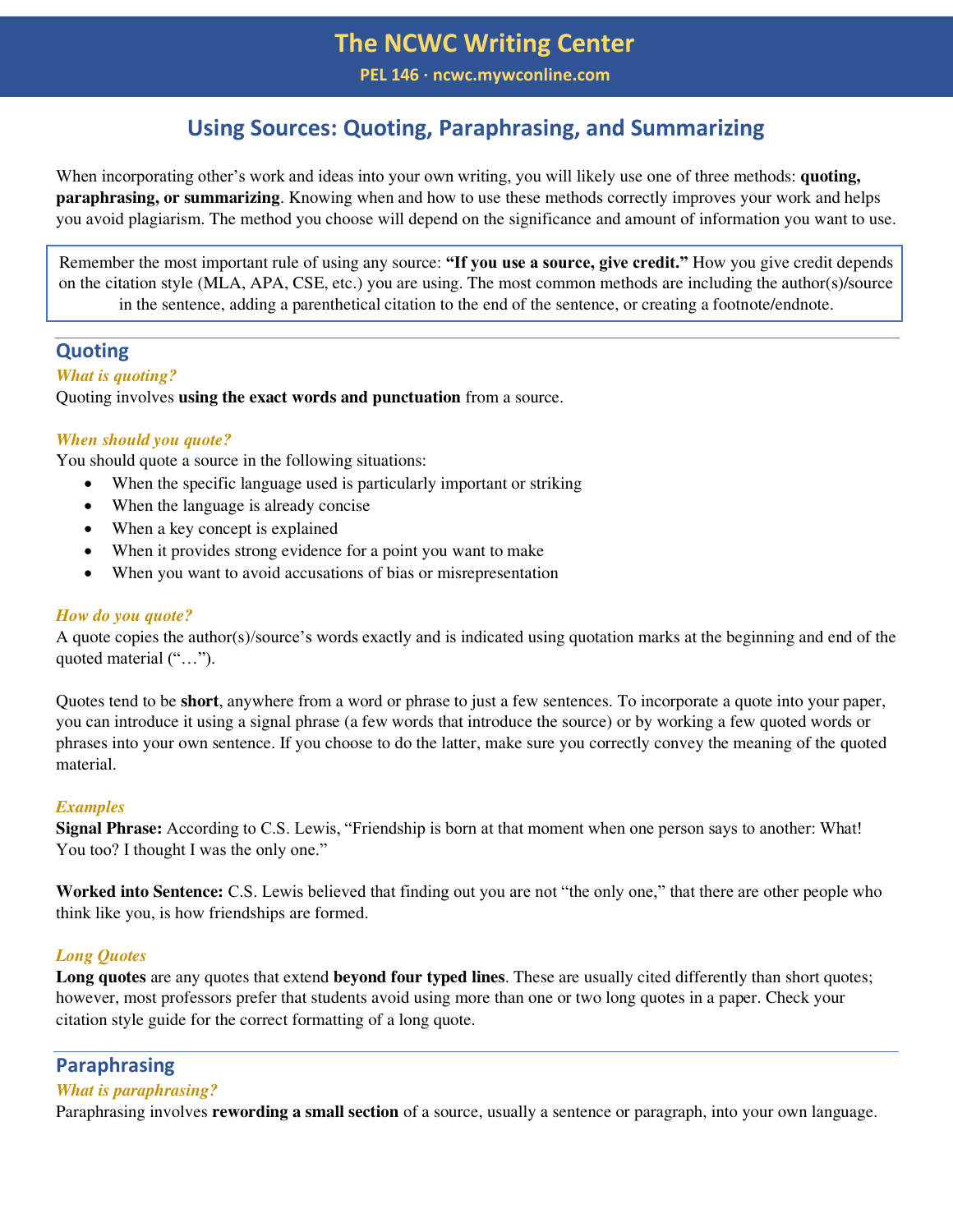# The NCWC Writing Center

**PEL 146 · ncwc.mywconline.com**

## Using Sources: Quoting, Paraphrasing, and Summarizing

When incorporating other's work and ideas into your own writing, you will likely use one of three methods: **quoting, paraphrasing, or summarizing**. Knowing when and how to use these methods correctly improves your work and helps you avoid plagiarism. The method you choose will depend on the significance and amount of information you want to use.

> Remember the most important rule of using any source: **"If you use a source, give credit."** How you give credit depends on the citation style (MLA, APA, CSE, etc.) you are using. The most common methods are including the author(s)/source in the sentence, adding a parenthetical citation to the end of the sentence, or creating a footnote/endnote.

## Quoting

### *What is quoting?*

Quoting involves **using the exact words and punctuation** from a source.

### *When should you quote?*

You should quote a source in the following situations:

- When the specific language used is particularly important or striking
- When the language is already concise
- When a key concept is explained
- When it provides strong evidence for a point you want to make
- When you want to avoid accusations of bias or misrepresentation

### *How do you quote?*

A quote copies the author(s)/source's words exactly and is indicated using quotation marks at the beginning and end of the quoted material ("…").

Quotes tend to be **short**, anywhere from a word or phrase to just a few sentences. To incorporate a quote into your paper, you can introduce it using a signal phrase (a few words that introduce the source) or by working a few quoted words or phrases into your own sentence. If you choose to do the latter, make sure you correctly convey the meaning of the quoted material.

### *Examples*

**Signal Phrase:** According to C.S. Lewis, "Friendship is born at that moment when one person says to another: What! You too? I thought I was the only one."

**Worked into Sentence:** C.S. Lewis believed that finding out you are not "the only one," that there are other people who think like you, is how friendships are formed.

### *Long Quotes*

**Long quotes** are any quotes that extend **beyond four typed lines**. These are usually cited differently than short quotes; however, most professors prefer that students avoid using more than one or two long quotes in a paper. Check your citation style guide for the correct formatting of a long quote.

## Paraphrasing

### *What is paraphrasing?*

Paraphrasing involves **rewording a small section** of a source, usually a sentence or paragraph, into your own language.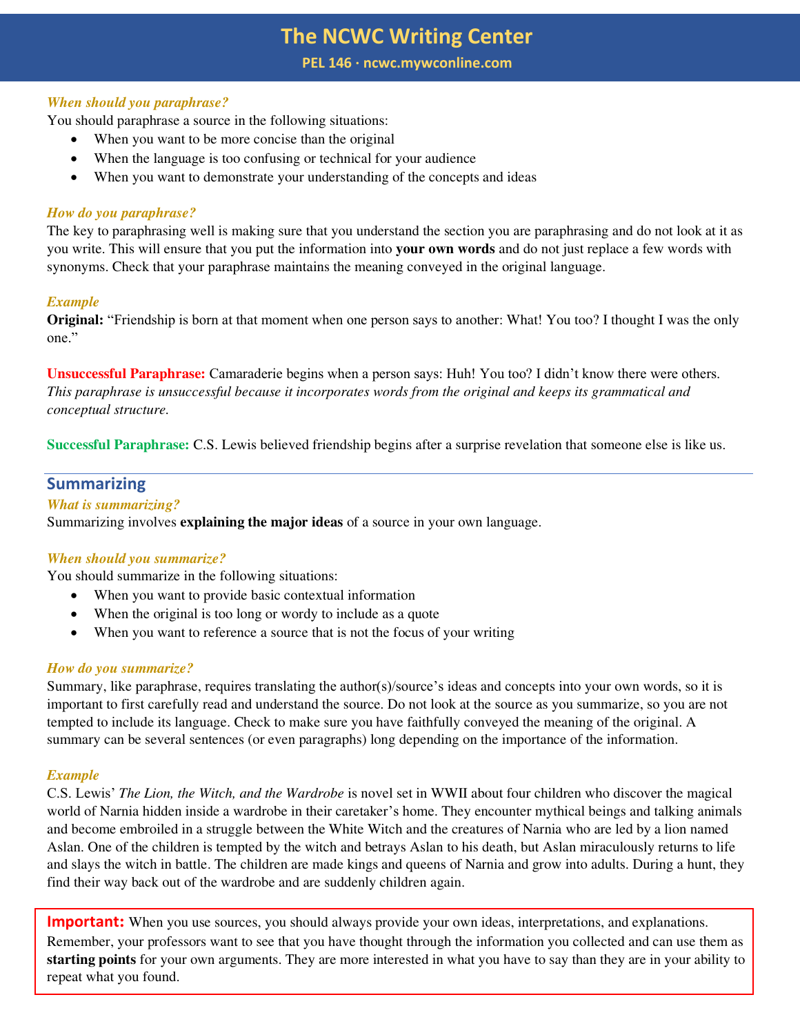### *When should you paraphrase?*

You should paraphrase a source in the following situations:

- When you want to be more concise than the original
- When the language is too confusing or technical for your audience
- When you want to demonstrate your understanding of the concepts and ideas

### *How do you paraphrase?*

The key to paraphrasing well is making sure that you understand the section you are paraphrasing and do not look at it as you write. This will ensure that you put the information into **your own words** and do not just replace a few words with synonyms. Check that your paraphrase maintains the meaning conveyed in the original language.

### *Example*

**Original:** "Friendship is born at that moment when one person says to another: What! You too? I thought I was the only one."

**Unsuccessful Paraphrase:** Camaraderie begins when a person says: Huh! You too? I didn't know there were others. *This paraphrase is unsuccessful because it incorporates words from the original and keeps its grammatical and conceptual structure.*

**Successful Paraphrase:** C.S. Lewis believed friendship begins after a surprise revelation that someone else is like us.

## Summarizing

### *What is summarizing?*

Summarizing involves **explaining the major ideas** of a source in your own language.

### *When should you summarize?*

You should summarize in the following situations:

- When you want to provide basic contextual information
- When the original is too long or wordy to include as a quote
- When you want to reference a source that is not the focus of your writing

### *How do you summarize?*

Summary, like paraphrase, requires translating the author(s)/source's ideas and concepts into your own words, so it is important to first carefully read and understand the source. Do not look at the source as you summarize, so you are not tempted to include its language. Check to make sure you have faithfully conveyed the meaning of the original. A summary can be several sentences (or even paragraphs) long depending on the importance of the information.

### *Example*

C.S. Lewis' *The Lion, the Witch, and the Wardrobe* is novel set in WWII about four children who discover the magical world of Narnia hidden inside a wardrobe in their caretaker's home. They encounter mythical beings and talking animals and become embroiled in a struggle between the White Witch and the creatures of Narnia who are led by a lion named Aslan. One of the children is tempted by the witch and betrays Aslan to his death, but Aslan miraculously returns to life and slays the witch in battle. The children are made kings and queens of Narnia and grow into adults. During a hunt, they find their way back out of the wardrobe and are suddenly children again.

**Important:** When you use sources, you should always provide your own ideas, interpretations, and explanations. Remember, your professors want to see that you have thought through the information you collected and can use them as **starting points** for your own arguments. They are more interested in what you have to say than they are in your ability to repeat what you found.